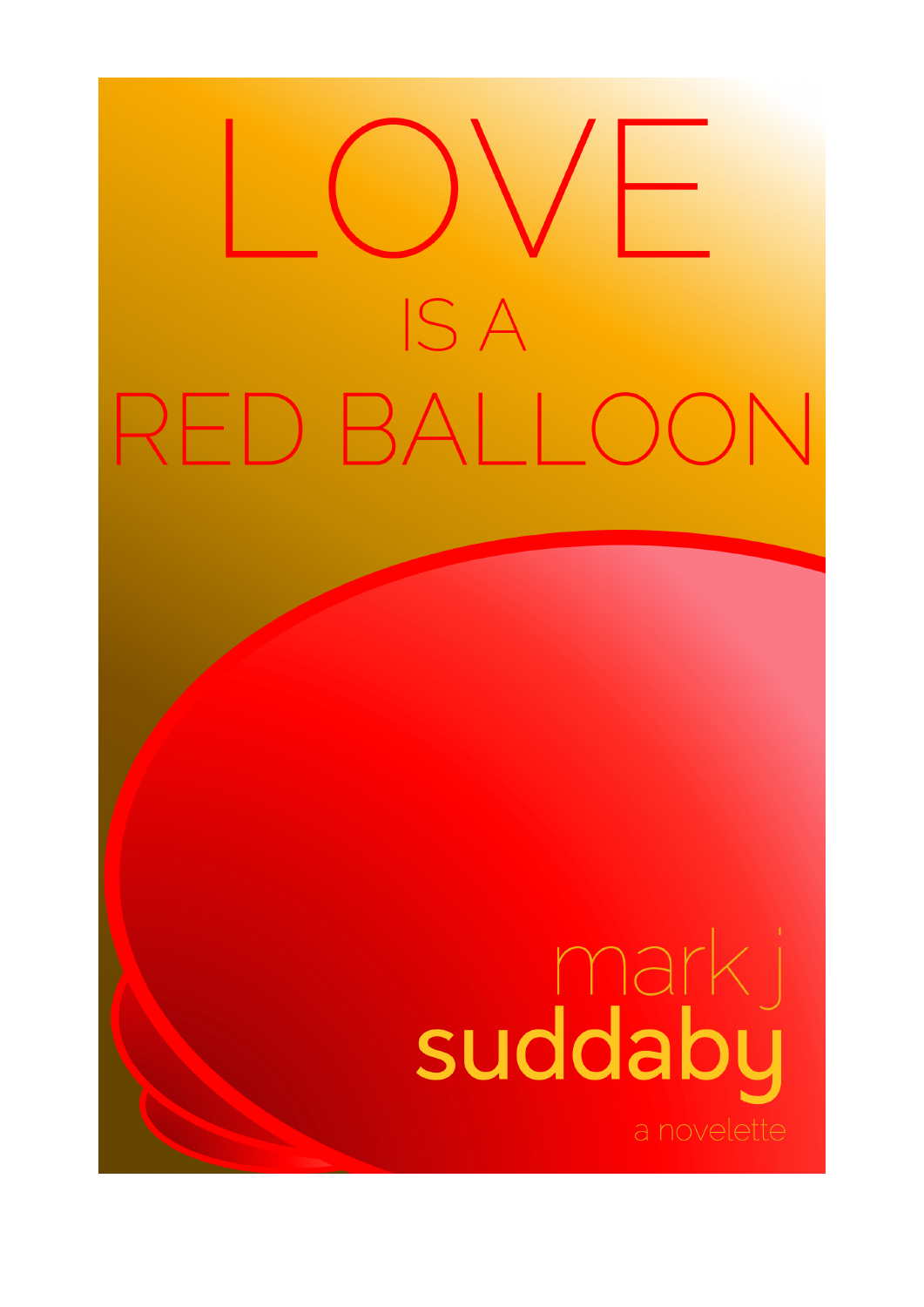# LOVE IS A RED BALLOON

mark j **suddaby**

a novelette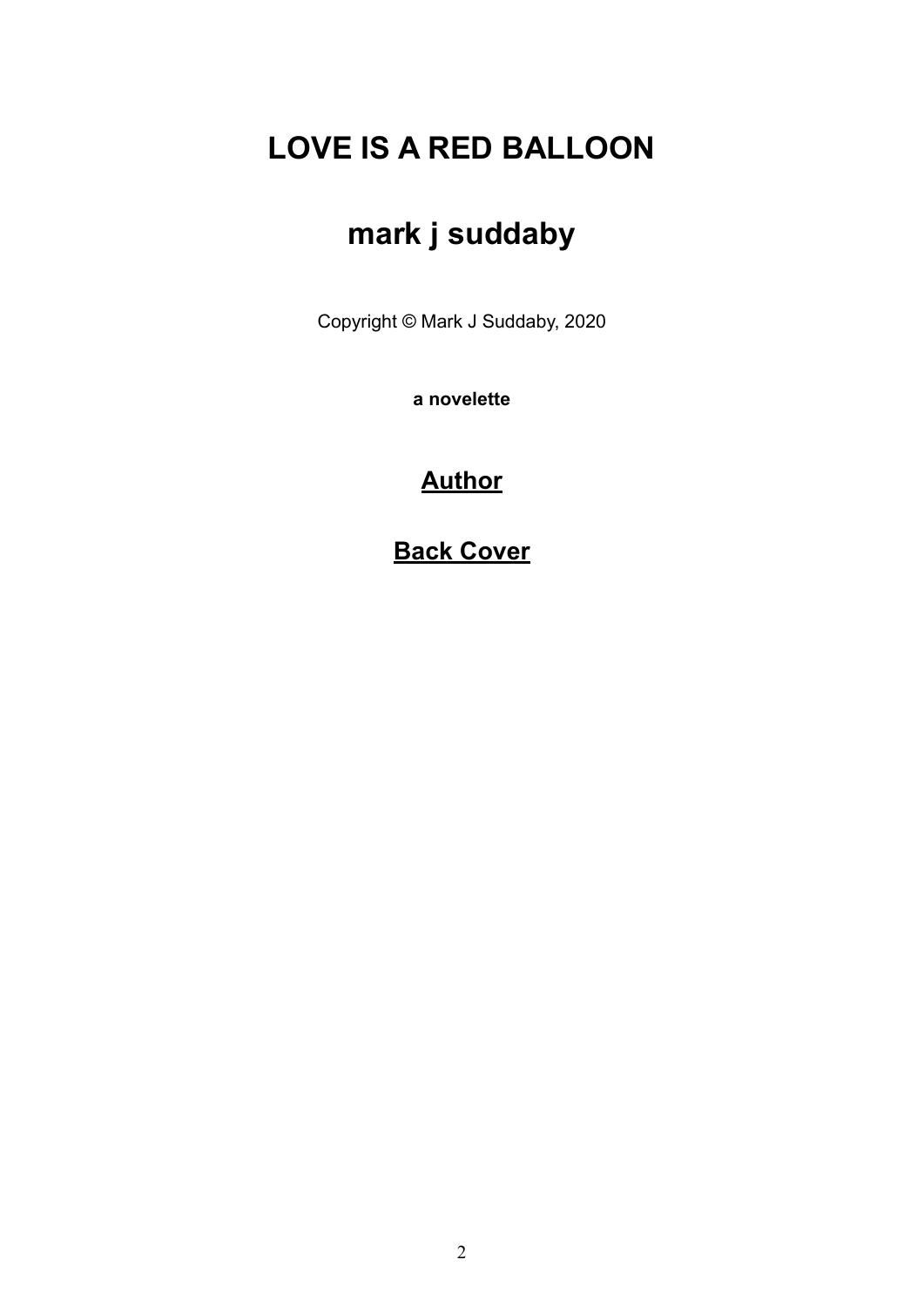# LOVE IS A RED BALLOON

## mark j suddaby

Copyright © Mark J Suddaby, 2020

**a novelette**

### Author

### Back Cover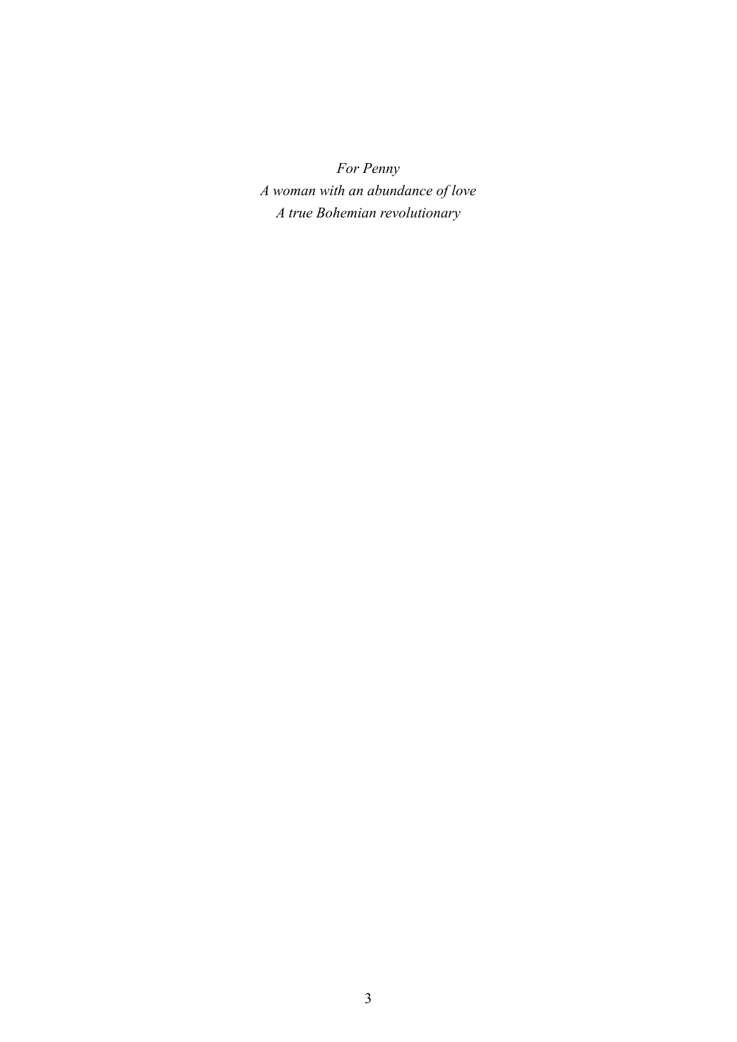*For Penny*  
*A woman with an abundance of love*  
*A true Bohemian revolutionary*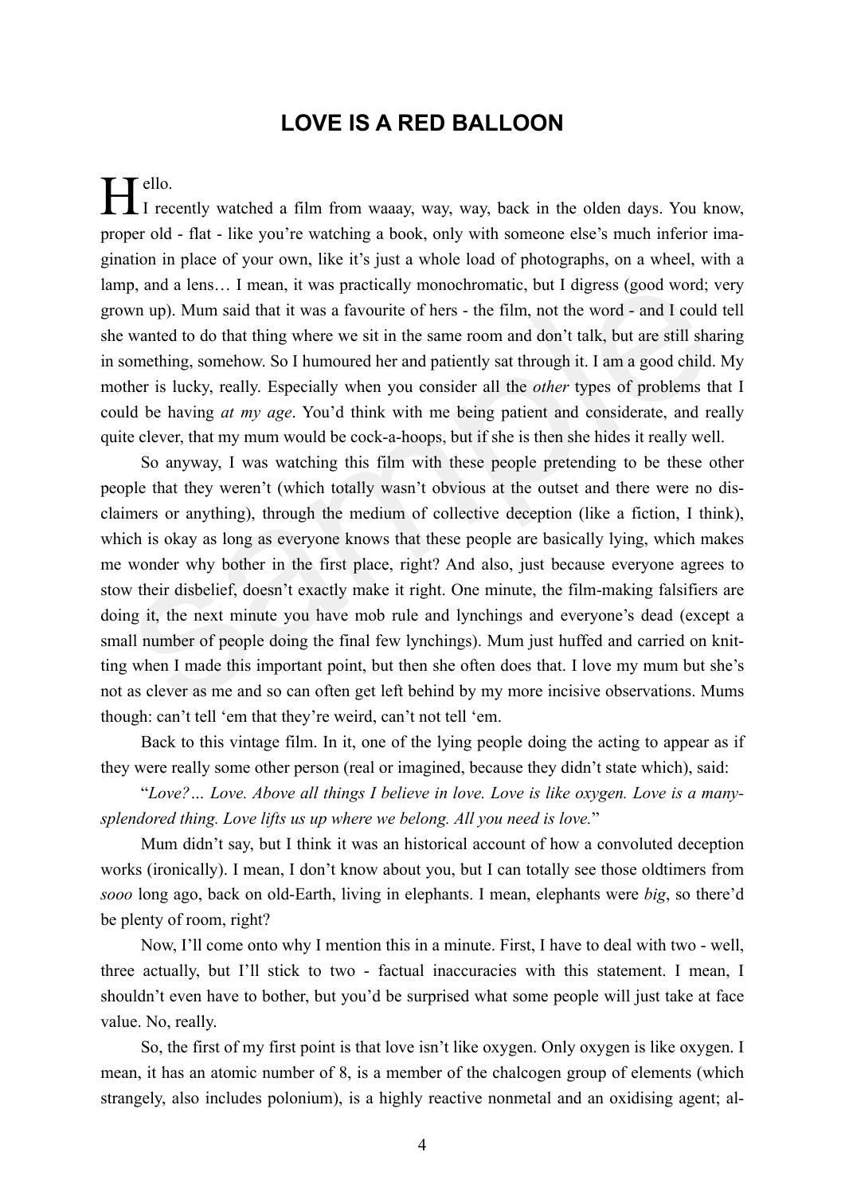# LOVE IS A RED BALLOON

Hello.

I recently watched a film from waaay, way, way, back in the olden days. You know, proper old - flat - like you're watching a book, only with someone else's much inferior imagination in place of your own, like it's just a whole load of photographs, on a wheel, with a lamp, and a lens… I mean, it was practically monochromatic, but I digress (good word; very grown up). Mum said that it was a favourite of hers - the film, not the word - and I could tell she wanted to do that thing where we sit in the same room and don't talk, but are still sharing in something, somehow. So I humoured her and patiently sat through it. I am a good child. My mother is lucky, really. Especially when you consider all the *other* types of problems that I could be having *at my age*. You'd think with me being patient and considerate, and really quite clever, that my mum would be cock-a-hoops, but if she is then she hides it really well.

So anyway, I was watching this film with these people pretending to be these other people that they weren't (which totally wasn't obvious at the outset and there were no disclaimers or anything), through the medium of collective deception (like a fiction, I think), which is okay as long as everyone knows that these people are basically lying, which makes me wonder why bother in the first place, right? And also, just because everyone agrees to stow their disbelief, doesn't exactly make it right. One minute, the film-making falsifiers are doing it, the next minute you have mob rule and lynchings and everyone's dead (except a small number of people doing the final few lynchings). Mum just huffed and carried on knitting when I made this important point, but then she often does that. I love my mum but she's not as clever as me and so can often get left behind by my more incisive observations. Mums though: can't tell 'em that they're weird, can't not tell 'em.

Back to this vintage film. In it, one of the lying people doing the acting to appear as if they were really some other person (real or imagined, because they didn't state which), said:

"*Love?… Love. Above all things I believe in love. Love is like oxygen. Love is a many-splendored thing. Love lifts us up where we belong. All you need is love.*"

Mum didn't say, but I think it was an historical account of how a convoluted deception works (ironically). I mean, I don't know about you, but I can totally see those oldtimers from *sooo* long ago, back on old-Earth, living in elephants. I mean, elephants were *big*, so there'd be plenty of room, right?

Now, I'll come onto why I mention this in a minute. First, I have to deal with two - well, three actually, but I'll stick to two - factual inaccuracies with this statement. I mean, I shouldn't even have to bother, but you'd be surprised what some people will just take at face value. No, really.

So, the first of my first point is that love isn't like oxygen. Only oxygen is like oxygen. I mean, it has an atomic number of 8, is a member of the chalcogen group of elements (which strangely, also includes polonium), is a highly reactive nonmetal and an oxidising agent; al-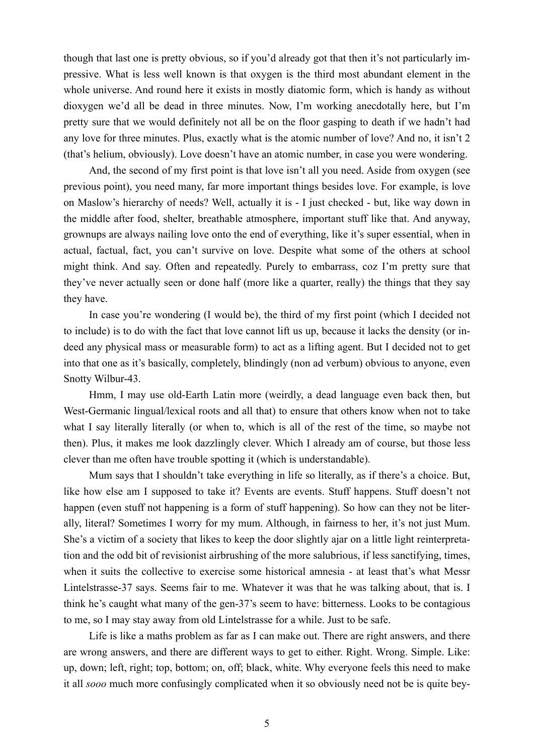though that last one is pretty obvious, so if you'd already got that then it's not particularly impressive. What is less well known is that oxygen is the third most abundant element in the whole universe. And round here it exists in mostly diatomic form, which is handy as without dioxygen we'd all be dead in three minutes. Now, I'm working anecdotally here, but I'm pretty sure that we would definitely not all be on the floor gasping to death if we hadn't had any love for three minutes. Plus, exactly what is the atomic number of love? And no, it isn't 2 (that's helium, obviously). Love doesn't have an atomic number, in case you were wondering.

And, the second of my first point is that love isn't all you need. Aside from oxygen (see previous point), you need many, far more important things besides love. For example, is love on Maslow's hierarchy of needs? Well, actually it is - I just checked - but, like way down in the middle after food, shelter, breathable atmosphere, important stuff like that. And anyway, grownups are always nailing love onto the end of everything, like it's super essential, when in actual, factual, fact, you can't survive on love. Despite what some of the others at school might think. And say. Often and repeatedly. Purely to embarrass, coz I'm pretty sure that they've never actually seen or done half (more like a quarter, really) the things that they say they have.

In case you're wondering (I would be), the third of my first point (which I decided not to include) is to do with the fact that love cannot lift us up, because it lacks the density (or indeed any physical mass or measurable form) to act as a lifting agent. But I decided not to get into that one as it's basically, completely, blindingly (non ad verbum) obvious to anyone, even Snotty Wilbur-43.

Hmm, I may use old-Earth Latin more (weirdly, a dead language even back then, but West-Germanic lingual/lexical roots and all that) to ensure that others know when not to take what I say literally literally (or when to, which is all of the rest of the time, so maybe not then). Plus, it makes me look dazzlingly clever. Which I already am of course, but those less clever than me often have trouble spotting it (which is understandable).

Mum says that I shouldn't take everything in life so literally, as if there's a choice. But, like how else am I supposed to take it? Events are events. Stuff happens. Stuff doesn't not happen (even stuff not happening is a form of stuff happening). So how can they not be literally, literal? Sometimes I worry for my mum. Although, in fairness to her, it's not just Mum. She's a victim of a society that likes to keep the door slightly ajar on a little light reinterpretation and the odd bit of revisionist airbrushing of the more salubrious, if less sanctifying, times, when it suits the collective to exercise some historical amnesia - at least that's what Messr Lintelstrasse-37 says. Seems fair to me. Whatever it was that he was talking about, that is. I think he's caught what many of the gen-37's seem to have: bitterness. Looks to be contagious to me, so I may stay away from old Lintelstrasse for a while. Just to be safe.

Life is like a maths problem as far as I can make out. There are right answers, and there are wrong answers, and there are different ways to get to either. Right. Wrong. Simple. Like: up, down; left, right; top, bottom; on, off; black, white. Why everyone feels this need to make it all *sooo* much more confusingly complicated when it so obviously need not be is quite bey-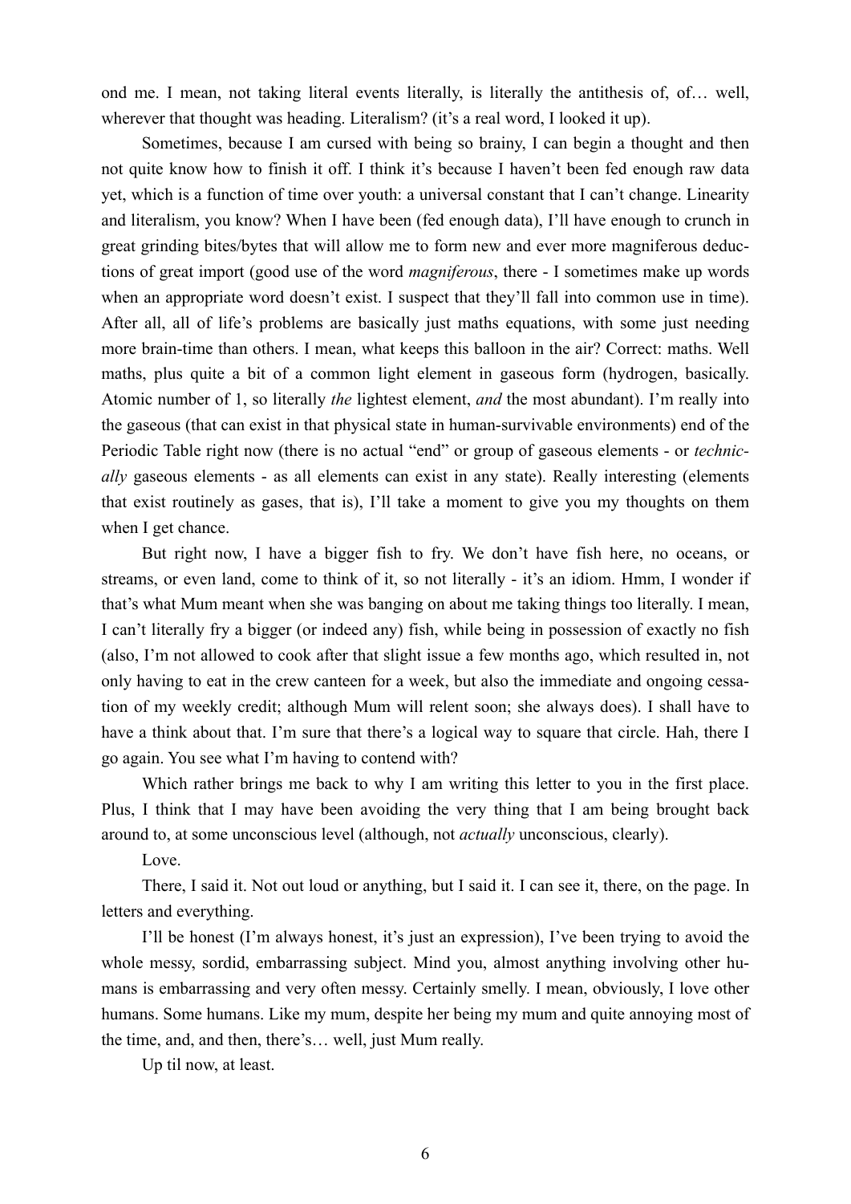ond me. I mean, not taking literal events literally, is literally the antithesis of, of… well, wherever that thought was heading. Literalism? (it's a real word, I looked it up).

Sometimes, because I am cursed with being so brainy, I can begin a thought and then not quite know how to finish it off. I think it's because I haven't been fed enough raw data yet, which is a function of time over youth: a universal constant that I can't change. Linearity and literalism, you know? When I have been (fed enough data), I'll have enough to crunch in great grinding bites/bytes that will allow me to form new and ever more magniferous deductions of great import (good use of the word *magniferous*, there - I sometimes make up words when an appropriate word doesn't exist. I suspect that they'll fall into common use in time). After all, all of life's problems are basically just maths equations, with some just needing more brain-time than others. I mean, what keeps this balloon in the air? Correct: maths. Well maths, plus quite a bit of a common light element in gaseous form (hydrogen, basically. Atomic number of 1, so literally *the* lightest element, *and* the most abundant). I'm really into the gaseous (that can exist in that physical state in human-survivable environments) end of the Periodic Table right now (there is no actual "end" or group of gaseous elements - or *technically* gaseous elements - as all elements can exist in any state). Really interesting (elements that exist routinely as gases, that is), I'll take a moment to give you my thoughts on them when I get chance.

But right now, I have a bigger fish to fry. We don't have fish here, no oceans, or streams, or even land, come to think of it, so not literally - it's an idiom. Hmm, I wonder if that's what Mum meant when she was banging on about me taking things too literally. I mean, I can't literally fry a bigger (or indeed any) fish, while being in possession of exactly no fish (also, I'm not allowed to cook after that slight issue a few months ago, which resulted in, not only having to eat in the crew canteen for a week, but also the immediate and ongoing cessation of my weekly credit; although Mum will relent soon; she always does). I shall have to have a think about that. I'm sure that there's a logical way to square that circle. Hah, there I go again. You see what I'm having to contend with?

Which rather brings me back to why I am writing this letter to you in the first place. Plus, I think that I may have been avoiding the very thing that I am being brought back around to, at some unconscious level (although, not *actually* unconscious, clearly).

Love.

There, I said it. Not out loud or anything, but I said it. I can see it, there, on the page. In letters and everything.

I'll be honest (I'm always honest, it's just an expression), I've been trying to avoid the whole messy, sordid, embarrassing subject. Mind you, almost anything involving other humans is embarrassing and very often messy. Certainly smelly. I mean, obviously, I love other humans. Some humans. Like my mum, despite her being my mum and quite annoying most of the time, and, and then, there's… well, just Mum really.

Up til now, at least.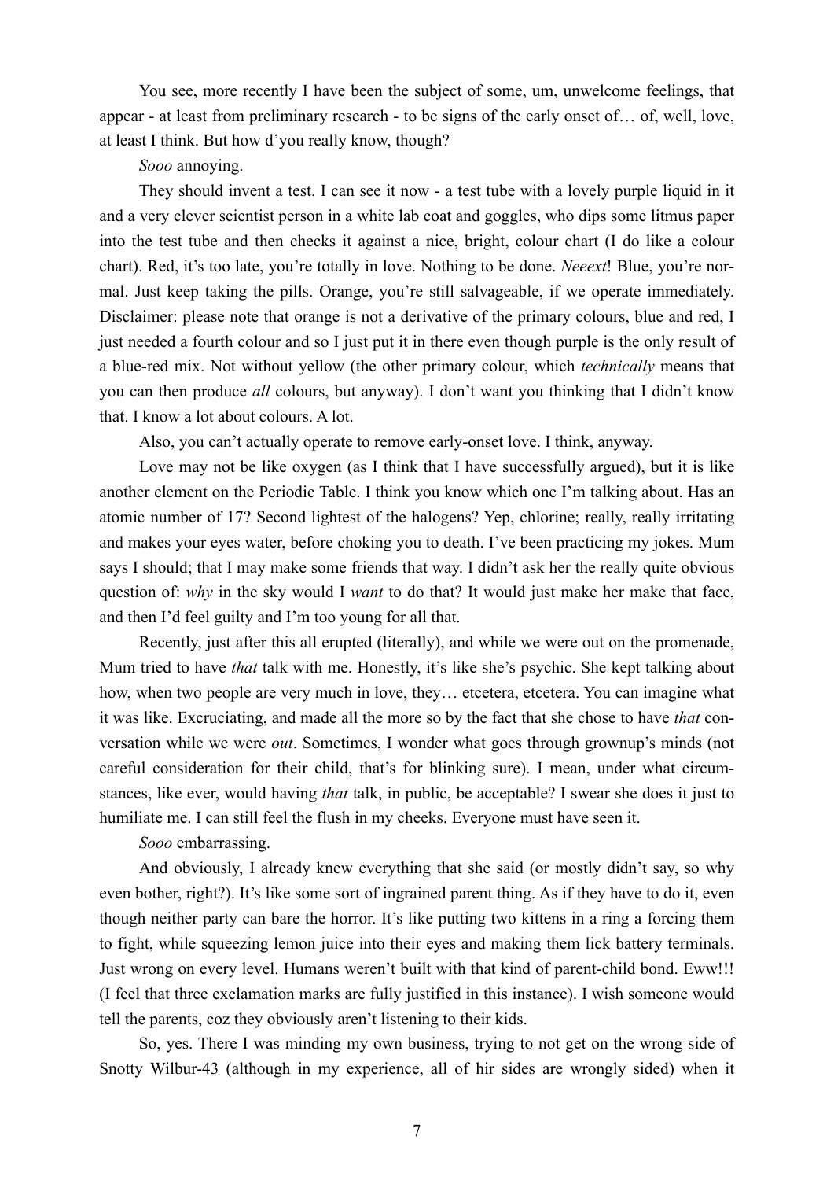You see, more recently I have been the subject of some, um, unwelcome feelings, that appear - at least from preliminary research - to be signs of the early onset of… of, well, love, at least I think. But how d'you really know, though?

*Sooo* annoying.

They should invent a test. I can see it now - a test tube with a lovely purple liquid in it and a very clever scientist person in a white lab coat and goggles, who dips some litmus paper into the test tube and then checks it against a nice, bright, colour chart (I do like a colour chart). Red, it's too late, you're totally in love. Nothing to be done. *Neeext*! Blue, you're normal. Just keep taking the pills. Orange, you're still salvageable, if we operate immediately. Disclaimer: please note that orange is not a derivative of the primary colours, blue and red, I just needed a fourth colour and so I just put it in there even though purple is the only result of a blue-red mix. Not without yellow (the other primary colour, which *technically* means that you can then produce *all* colours, but anyway). I don't want you thinking that I didn't know that. I know a lot about colours. A lot.

Also, you can't actually operate to remove early-onset love. I think, anyway.

Love may not be like oxygen (as I think that I have successfully argued), but it is like another element on the Periodic Table. I think you know which one I'm talking about. Has an atomic number of 17? Second lightest of the halogens? Yep, chlorine; really, really irritating and makes your eyes water, before choking you to death. I've been practicing my jokes. Mum says I should; that I may make some friends that way. I didn't ask her the really quite obvious question of: *why* in the sky would I *want* to do that? It would just make her make that face, and then I'd feel guilty and I'm too young for all that.

Recently, just after this all erupted (literally), and while we were out on the promenade, Mum tried to have *that* talk with me. Honestly, it's like she's psychic. She kept talking about how, when two people are very much in love, they… etcetera, etcetera. You can imagine what it was like. Excruciating, and made all the more so by the fact that she chose to have *that* conversation while we were *out*. Sometimes, I wonder what goes through grownup's minds (not careful consideration for their child, that's for blinking sure). I mean, under what circumstances, like ever, would having *that* talk, in public, be acceptable? I swear she does it just to humiliate me. I can still feel the flush in my cheeks. Everyone must have seen it.

*Sooo* embarrassing.

And obviously, I already knew everything that she said (or mostly didn't say, so why even bother, right?). It's like some sort of ingrained parent thing. As if they have to do it, even though neither party can bare the horror. It's like putting two kittens in a ring a forcing them to fight, while squeezing lemon juice into their eyes and making them lick battery terminals. Just wrong on every level. Humans weren't built with that kind of parent-child bond. Eww!!! (I feel that three exclamation marks are fully justified in this instance). I wish someone would tell the parents, coz they obviously aren't listening to their kids.

So, yes. There I was minding my own business, trying to not get on the wrong side of Snotty Wilbur-43 (although in my experience, all of hir sides are wrongly sided) when it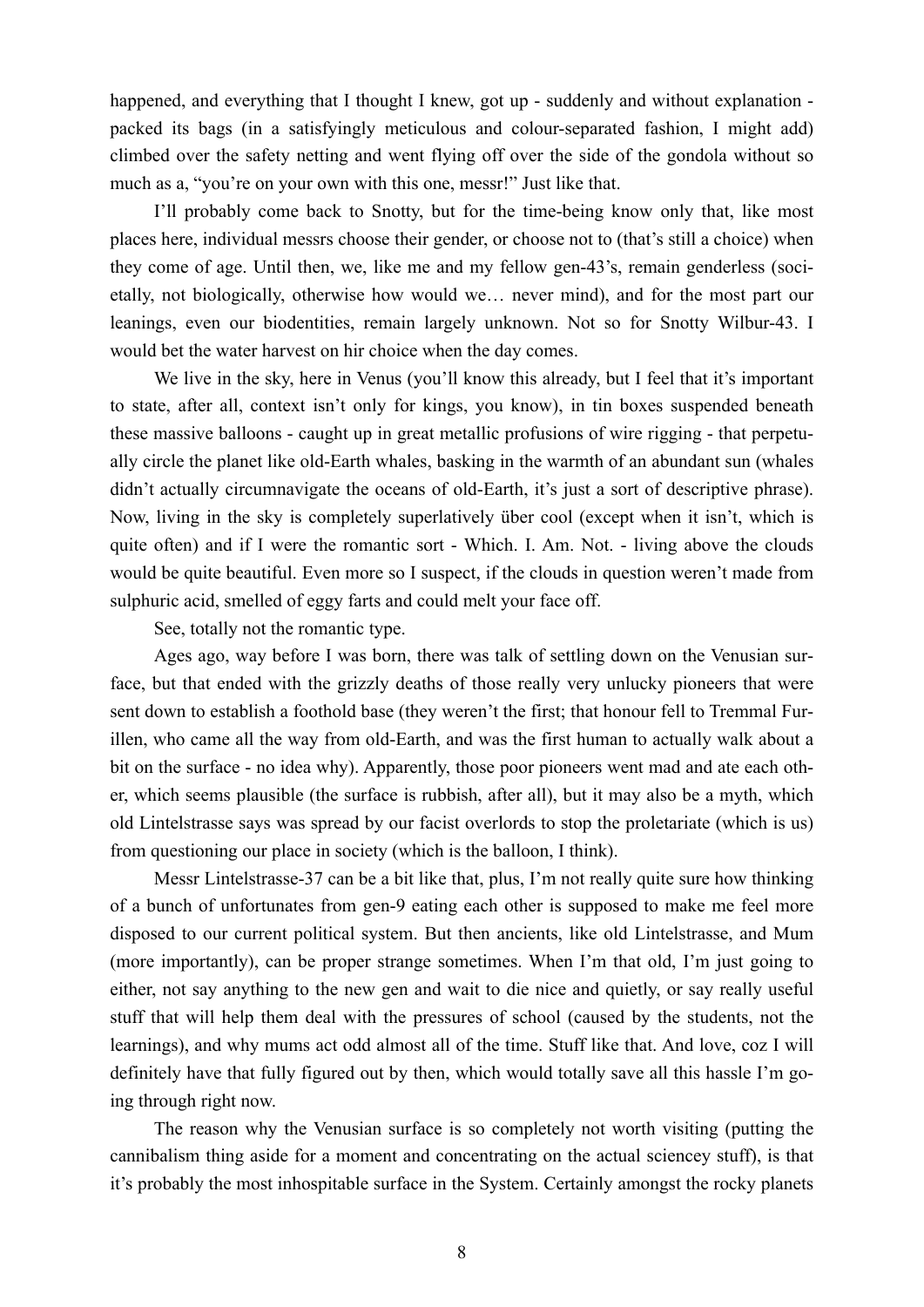happened, and everything that I thought I knew, got up - suddenly and without explanation - packed its bags (in a satisfyingly meticulous and colour-separated fashion, I might add) climbed over the safety netting and went flying off over the side of the gondola without so much as a, "you're on your own with this one, messr!" Just like that.

I'll probably come back to Snotty, but for the time-being know only that, like most places here, individual messrs choose their gender, or choose not to (that's still a choice) when they come of age. Until then, we, like me and my fellow gen-43's, remain genderless (societally, not biologically, otherwise how would we… never mind), and for the most part our leanings, even our biodentities, remain largely unknown. Not so for Snotty Wilbur-43. I would bet the water harvest on hir choice when the day comes.

We live in the sky, here in Venus (you'll know this already, but I feel that it's important to state, after all, context isn't only for kings, you know), in tin boxes suspended beneath these massive balloons - caught up in great metallic profusions of wire rigging - that perpetually circle the planet like old-Earth whales, basking in the warmth of an abundant sun (whales didn't actually circumnavigate the oceans of old-Earth, it's just a sort of descriptive phrase). Now, living in the sky is completely superlatively über cool (except when it isn't, which is quite often) and if I were the romantic sort - Which. I. Am. Not. - living above the clouds would be quite beautiful. Even more so I suspect, if the clouds in question weren't made from sulphuric acid, smelled of eggy farts and could melt your face off.

See, totally not the romantic type.

Ages ago, way before I was born, there was talk of settling down on the Venusian surface, but that ended with the grizzly deaths of those really very unlucky pioneers that were sent down to establish a foothold base (they weren't the first; that honour fell to Tremmal Furillen, who came all the way from old-Earth, and was the first human to actually walk about a bit on the surface - no idea why). Apparently, those poor pioneers went mad and ate each other, which seems plausible (the surface is rubbish, after all), but it may also be a myth, which old Lintelstrasse says was spread by our facist overlords to stop the proletariate (which is us) from questioning our place in society (which is the balloon, I think).

Messr Lintelstrasse-37 can be a bit like that, plus, I'm not really quite sure how thinking of a bunch of unfortunates from gen-9 eating each other is supposed to make me feel more disposed to our current political system. But then ancients, like old Lintelstrasse, and Mum (more importantly), can be proper strange sometimes. When I'm that old, I'm just going to either, not say anything to the new gen and wait to die nice and quietly, or say really useful stuff that will help them deal with the pressures of school (caused by the students, not the learnings), and why mums act odd almost all of the time. Stuff like that. And love, coz I will definitely have that fully figured out by then, which would totally save all this hassle I'm going through right now.

The reason why the Venusian surface is so completely not worth visiting (putting the cannibalism thing aside for a moment and concentrating on the actual sciencey stuff), is that it's probably the most inhospitable surface in the System. Certainly amongst the rocky planets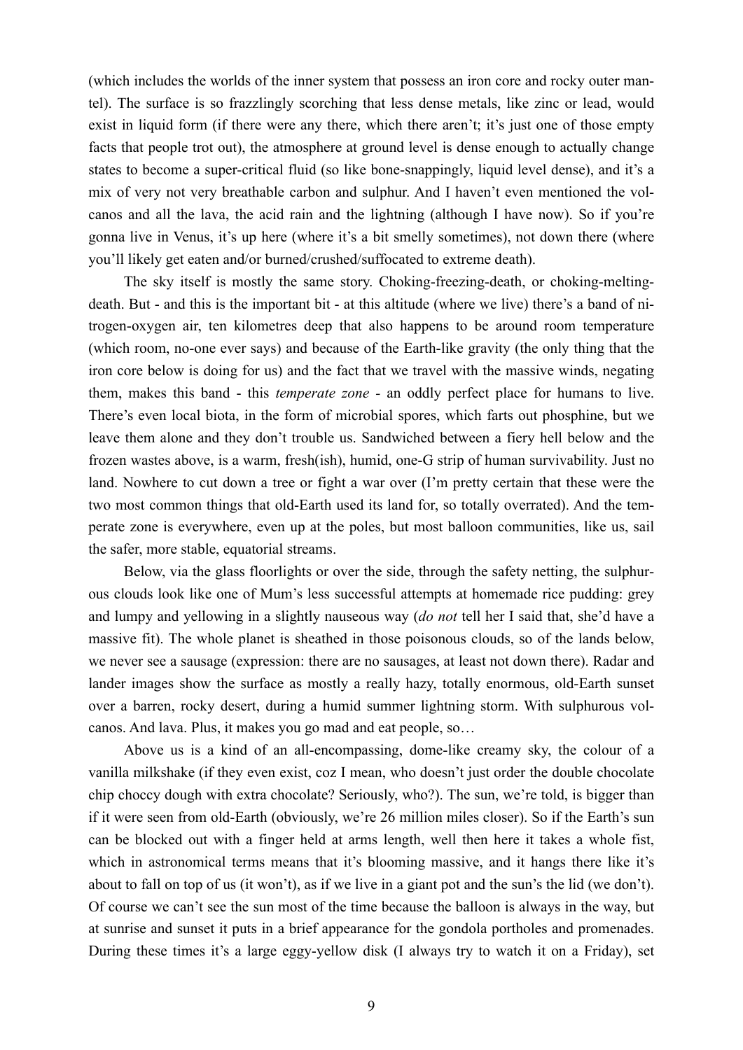(which includes the worlds of the inner system that possess an iron core and rocky outer mantel). The surface is so frazzlingly scorching that less dense metals, like zinc or lead, would exist in liquid form (if there were any there, which there aren't; it's just one of those empty facts that people trot out), the atmosphere at ground level is dense enough to actually change states to become a super-critical fluid (so like bone-snappingly, liquid level dense), and it's a mix of very not very breathable carbon and sulphur. And I haven't even mentioned the volcanos and all the lava, the acid rain and the lightning (although I have now). So if you're gonna live in Venus, it's up here (where it's a bit smelly sometimes), not down there (where you'll likely get eaten and/or burned/crushed/suffocated to extreme death).

The sky itself is mostly the same story. Choking-freezing-death, or choking-melting-death. But - and this is the important bit - at this altitude (where we live) there's a band of nitrogen-oxygen air, ten kilometres deep that also happens to be around room temperature (which room, no-one ever says) and because of the Earth-like gravity (the only thing that the iron core below is doing for us) and the fact that we travel with the massive winds, negating them, makes this band - this *temperate zone* - an oddly perfect place for humans to live. There's even local biota, in the form of microbial spores, which farts out phosphine, but we leave them alone and they don't trouble us. Sandwiched between a fiery hell below and the frozen wastes above, is a warm, fresh(ish), humid, one-G strip of human survivability. Just no land. Nowhere to cut down a tree or fight a war over (I'm pretty certain that these were the two most common things that old-Earth used its land for, so totally overrated). And the temperate zone is everywhere, even up at the poles, but most balloon communities, like us, sail the safer, more stable, equatorial streams.

Below, via the glass floorlights or over the side, through the safety netting, the sulphurous clouds look like one of Mum's less successful attempts at homemade rice pudding: grey and lumpy and yellowing in a slightly nauseous way (*do not* tell her I said that, she'd have a massive fit). The whole planet is sheathed in those poisonous clouds, so of the lands below, we never see a sausage (expression: there are no sausages, at least not down there). Radar and lander images show the surface as mostly a really hazy, totally enormous, old-Earth sunset over a barren, rocky desert, during a humid summer lightning storm. With sulphurous volcanos. And lava. Plus, it makes you go mad and eat people, so…

Above us is a kind of an all-encompassing, dome-like creamy sky, the colour of a vanilla milkshake (if they even exist, coz I mean, who doesn't just order the double chocolate chip choccy dough with extra chocolate? Seriously, who?). The sun, we're told, is bigger than if it were seen from old-Earth (obviously, we're 26 million miles closer). So if the Earth's sun can be blocked out with a finger held at arms length, well then here it takes a whole fist, which in astronomical terms means that it's blooming massive, and it hangs there like it's about to fall on top of us (it won't), as if we live in a giant pot and the sun's the lid (we don't). Of course we can't see the sun most of the time because the balloon is always in the way, but at sunrise and sunset it puts in a brief appearance for the gondola portholes and promenades. During these times it's a large eggy-yellow disk (I always try to watch it on a Friday), set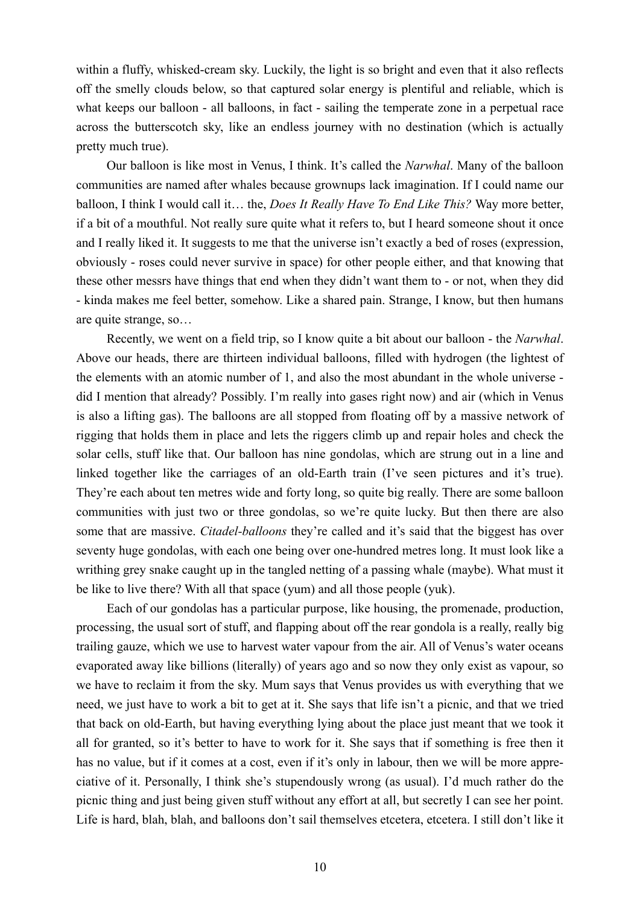within a fluffy, whisked-cream sky. Luckily, the light is so bright and even that it also reflects off the smelly clouds below, so that captured solar energy is plentiful and reliable, which is what keeps our balloon - all balloons, in fact - sailing the temperate zone in a perpetual race across the butterscotch sky, like an endless journey with no destination (which is actually pretty much true).

Our balloon is like most in Venus, I think. It's called the *Narwhal*. Many of the balloon communities are named after whales because grownups lack imagination. If I could name our balloon, I think I would call it… the, *Does It Really Have To End Like This?* Way more better, if a bit of a mouthful. Not really sure quite what it refers to, but I heard someone shout it once and I really liked it. It suggests to me that the universe isn't exactly a bed of roses (expression, obviously - roses could never survive in space) for other people either, and that knowing that these other messrs have things that end when they didn't want them to - or not, when they did - kinda makes me feel better, somehow. Like a shared pain. Strange, I know, but then humans are quite strange, so…

Recently, we went on a field trip, so I know quite a bit about our balloon - the *Narwhal*. Above our heads, there are thirteen individual balloons, filled with hydrogen (the lightest of the elements with an atomic number of 1, and also the most abundant in the whole universe - did I mention that already? Possibly. I'm really into gases right now) and air (which in Venus is also a lifting gas). The balloons are all stopped from floating off by a massive network of rigging that holds them in place and lets the riggers climb up and repair holes and check the solar cells, stuff like that. Our balloon has nine gondolas, which are strung out in a line and linked together like the carriages of an old-Earth train (I've seen pictures and it's true). They're each about ten metres wide and forty long, so quite big really. There are some balloon communities with just two or three gondolas, so we're quite lucky. But then there are also some that are massive. *Citadel-balloons* they're called and it's said that the biggest has over seventy huge gondolas, with each one being over one-hundred metres long. It must look like a writhing grey snake caught up in the tangled netting of a passing whale (maybe). What must it be like to live there? With all that space (yum) and all those people (yuk).

Each of our gondolas has a particular purpose, like housing, the promenade, production, processing, the usual sort of stuff, and flapping about off the rear gondola is a really, really big trailing gauze, which we use to harvest water vapour from the air. All of Venus's water oceans evaporated away like billions (literally) of years ago and so now they only exist as vapour, so we have to reclaim it from the sky. Mum says that Venus provides us with everything that we need, we just have to work a bit to get at it. She says that life isn't a picnic, and that we tried that back on old-Earth, but having everything lying about the place just meant that we took it all for granted, so it's better to have to work for it. She says that if something is free then it has no value, but if it comes at a cost, even if it's only in labour, then we will be more appreciative of it. Personally, I think she's stupendously wrong (as usual). I'd much rather do the picnic thing and just being given stuff without any effort at all, but secretly I can see her point. Life is hard, blah, blah, and balloons don't sail themselves etcetera, etcetera. I still don't like it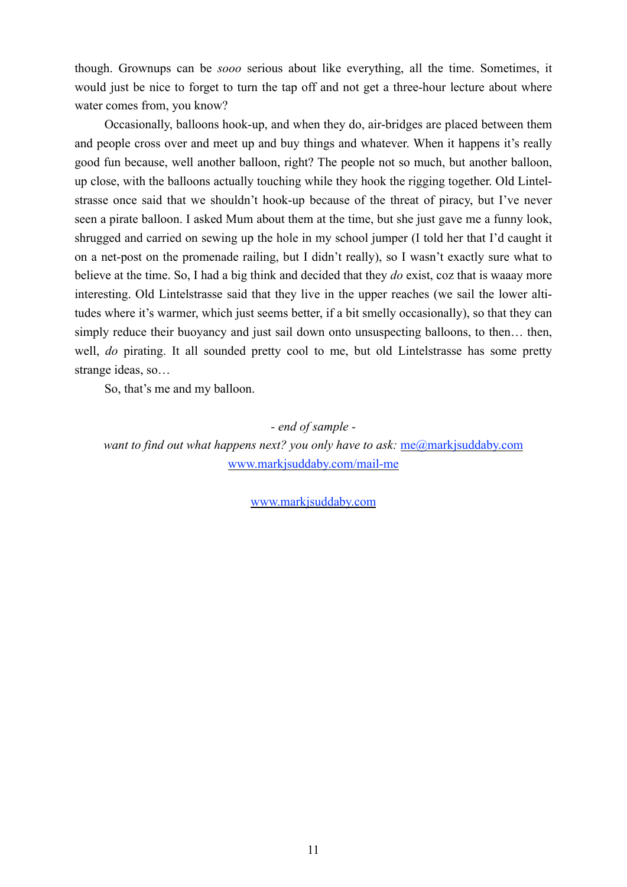though. Grownups can be *sooo* serious about like everything, all the time. Sometimes, it would just be nice to forget to turn the tap off and not get a three-hour lecture about where water comes from, you know?

Occasionally, balloons hook-up, and when they do, air-bridges are placed between them and people cross over and meet up and buy things and whatever. When it happens it's really good fun because, well another balloon, right? The people not so much, but another balloon, up close, with the balloons actually touching while they hook the rigging together. Old Lintelstrasse once said that we shouldn't hook-up because of the threat of piracy, but I've never seen a pirate balloon. I asked Mum about them at the time, but she just gave me a funny look, shrugged and carried on sewing up the hole in my school jumper (I told her that I'd caught it on a net-post on the promenade railing, but I didn't really), so I wasn't exactly sure what to believe at the time. So, I had a big think and decided that they *do* exist, coz that is waaay more interesting. Old Lintelstrasse said that they live in the upper reaches (we sail the lower altitudes where it's warmer, which just seems better, if a bit smelly occasionally), so that they can simply reduce their buoyancy and just sail down onto unsuspecting balloons, to then… then, well, *do* pirating. It all sounded pretty cool to me, but old Lintelstrasse has some pretty strange ideas, so…

So, that's me and my balloon.

*- end of sample -*

*want to find out what happens next? you only have to ask:* [me@markjsuddaby.com](mailto:me@markjsuddaby.com)
[www.markjsuddaby.com/mail-me](http://www.markjsuddaby.com/mail-me)

[www.markjsuddaby.com](http://www.markjsuddaby.com)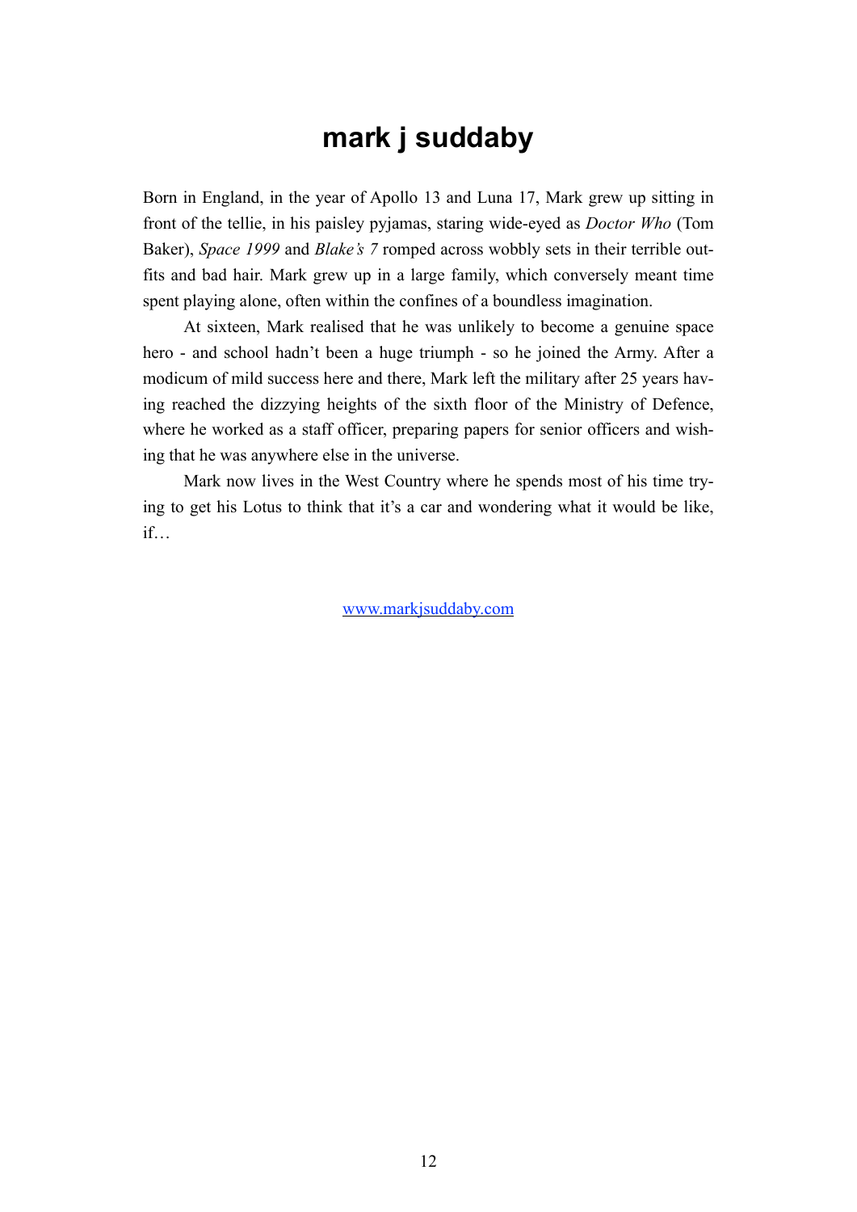# mark j suddaby

Born in England, in the year of Apollo 13 and Luna 17, Mark grew up sitting in front of the tellie, in his paisley pyjamas, staring wide-eyed as *Doctor Who* (Tom Baker), *Space 1999* and *Blake's 7* romped across wobbly sets in their terrible outfits and bad hair. Mark grew up in a large family, which conversely meant time spent playing alone, often within the confines of a boundless imagination.

At sixteen, Mark realised that he was unlikely to become a genuine space hero - and school hadn't been a huge triumph - so he joined the Army. After a modicum of mild success here and there, Mark left the military after 25 years having reached the dizzying heights of the sixth floor of the Ministry of Defence, where he worked as a staff officer, preparing papers for senior officers and wishing that he was anywhere else in the universe.

Mark now lives in the West Country where he spends most of his time trying to get his Lotus to think that it's a car and wondering what it would be like, if…

[www.markjsuddaby.com](http://www.markjsuddaby.com)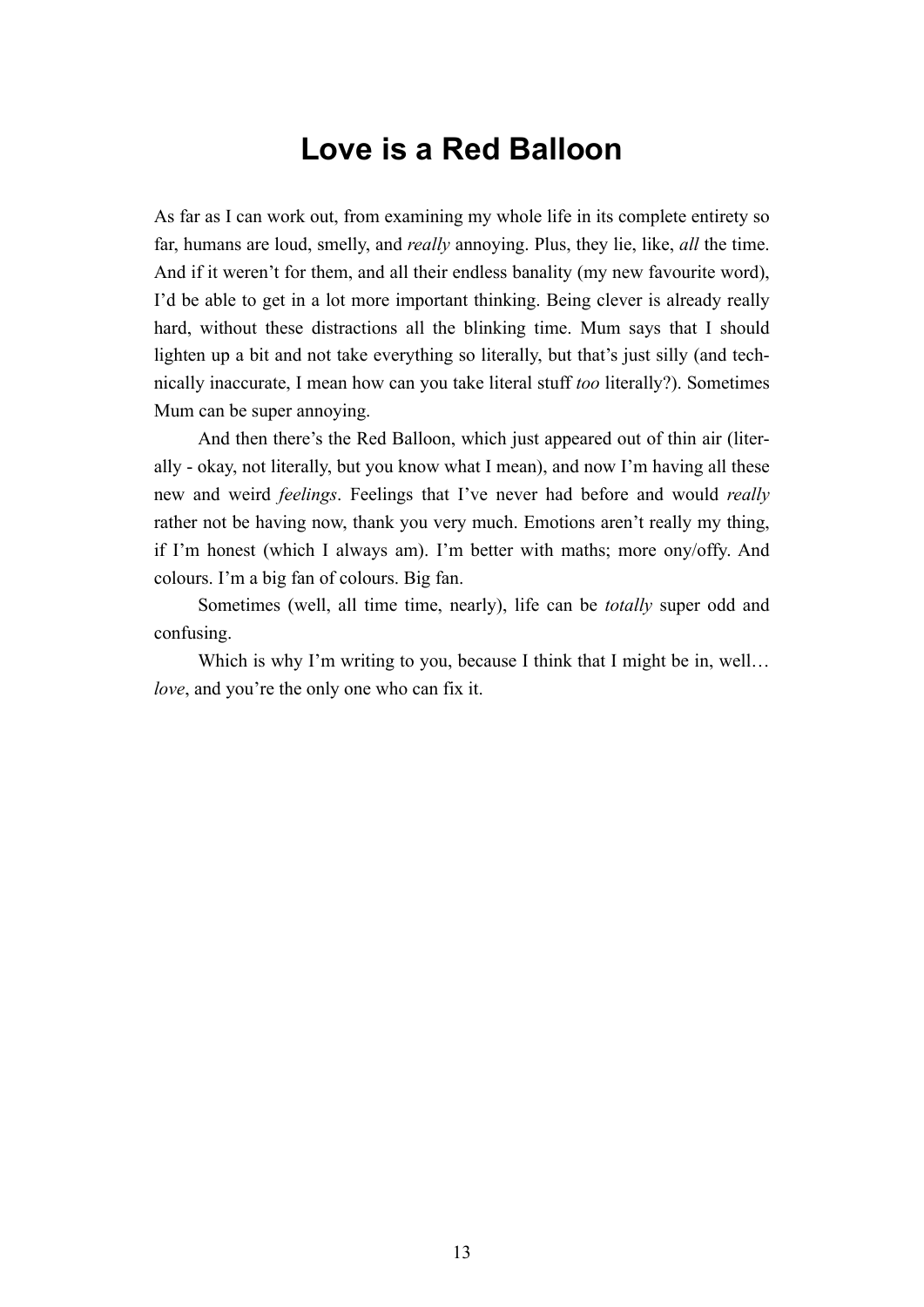# Love is a Red Balloon

As far as I can work out, from examining my whole life in its complete entirety so far, humans are loud, smelly, and *really* annoying. Plus, they lie, like, *all* the time. And if it weren't for them, and all their endless banality (my new favourite word), I'd be able to get in a lot more important thinking. Being clever is already really hard, without these distractions all the blinking time. Mum says that I should lighten up a bit and not take everything so literally, but that's just silly (and technically inaccurate, I mean how can you take literal stuff *too* literally?). Sometimes Mum can be super annoying.

And then there's the Red Balloon, which just appeared out of thin air (literally - okay, not literally, but you know what I mean), and now I'm having all these new and weird *feelings*. Feelings that I've never had before and would *really* rather not be having now, thank you very much. Emotions aren't really my thing, if I'm honest (which I always am). I'm better with maths; more ony/offy. And colours. I'm a big fan of colours. Big fan.

Sometimes (well, all time time, nearly), life can be *totally* super odd and confusing.

Which is why I'm writing to you, because I think that I might be in, well… *love*, and you're the only one who can fix it.